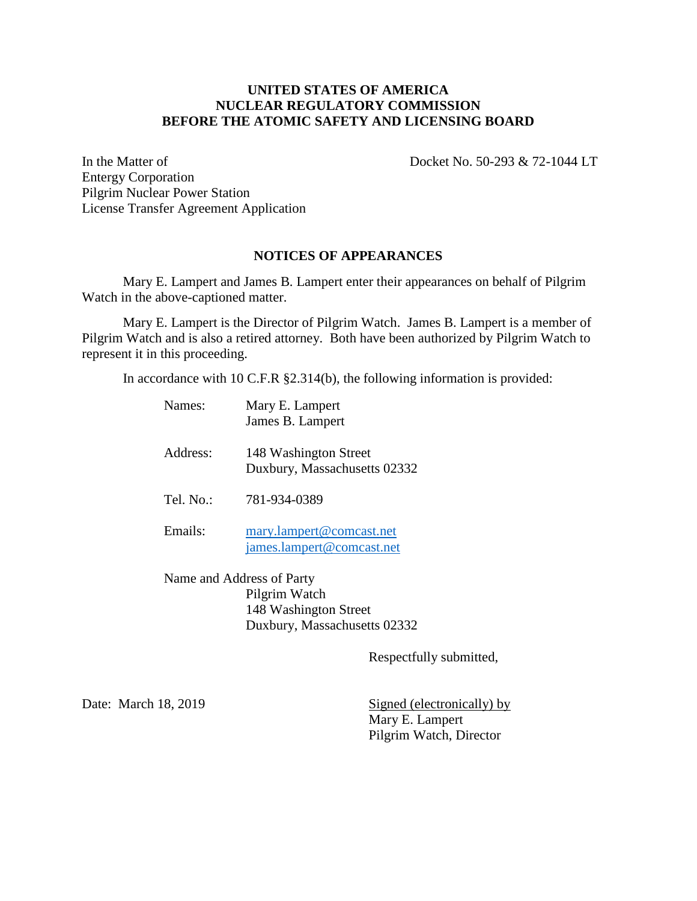**UNITED STATES OF AMERICA**
**NUCLEAR REGULATORY COMMISSION**
**BEFORE THE ATOMIC SAFETY AND LICENSING BOARD**

In the Matter of
Entergy Corporation
Pilgrim Nuclear Power Station
License Transfer Agreement Application

Docket No. 50-293 & 72-1044 LT

## NOTICES OF APPEARANCES

Mary E. Lampert and James B. Lampert enter their appearances on behalf of Pilgrim Watch in the above-captioned matter.

Mary E. Lampert is the Director of Pilgrim Watch. James B. Lampert is a member of Pilgrim Watch and is also a retired attorney. Both have been authorized by Pilgrim Watch to represent it in this proceeding.

In accordance with 10 C.F.R §2.314(b), the following information is provided:

Names: Mary E. Lampert
James B. Lampert

Address: 148 Washington Street
Duxbury, Massachusetts 02332

Tel. No.: 781-934-0389

Emails: mary.lampert@comcast.net
james.lampert@comcast.net

Name and Address of Party
Pilgrim Watch
148 Washington Street
Duxbury, Massachusetts 02332

Respectfully submitted,

Date: March 18, 2019

Signed (electronically) by
Mary E. Lampert
Pilgrim Watch, Director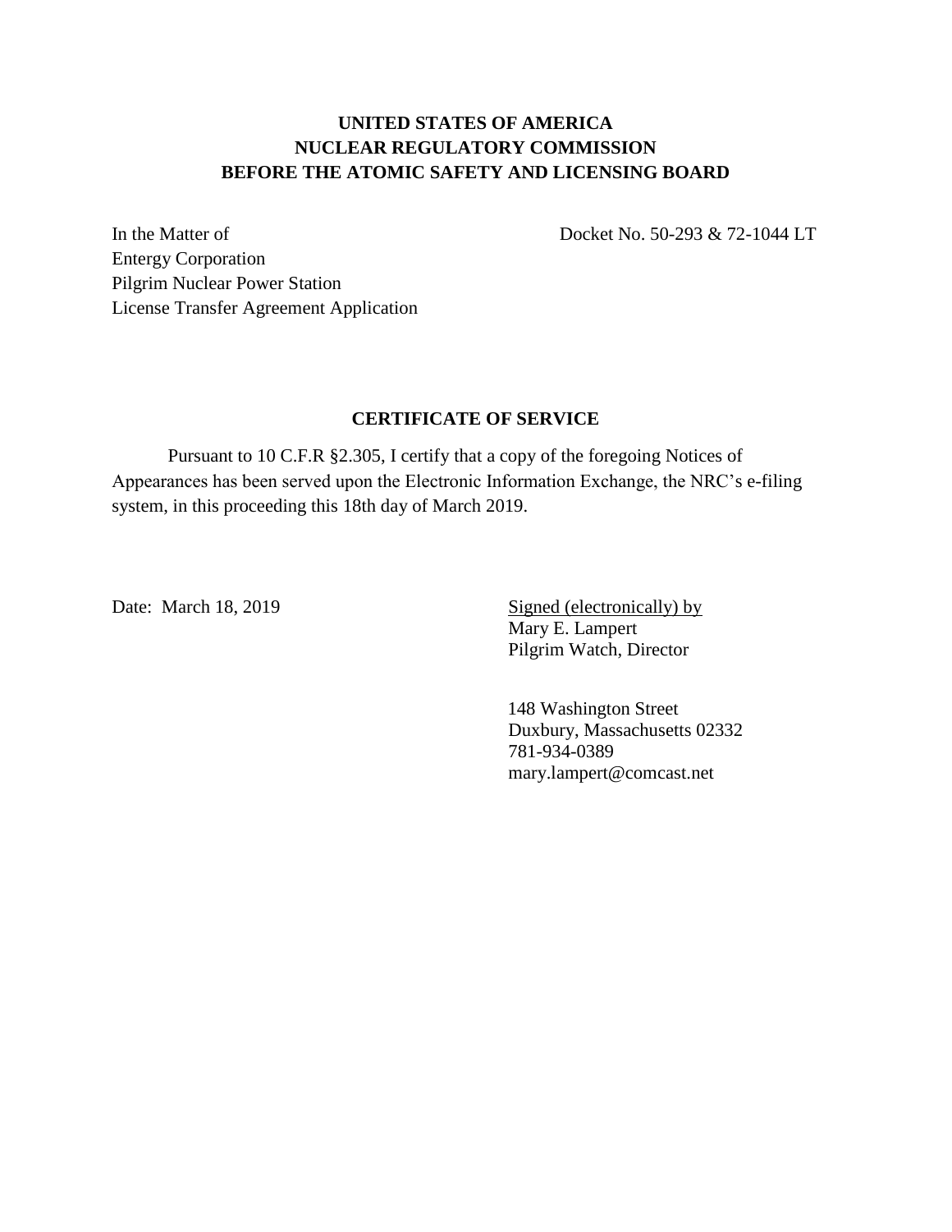**UNITED STATES OF AMERICA**
**NUCLEAR REGULATORY COMMISSION**
**BEFORE THE ATOMIC SAFETY AND LICENSING BOARD**

In the Matter of
Entergy Corporation
Pilgrim Nuclear Power Station
License Transfer Agreement Application

Docket No. 50-293 & 72-1044 LT

**CERTIFICATE OF SERVICE**

Pursuant to 10 C.F.R §2.305, I certify that a copy of the foregoing Notices of Appearances has been served upon the Electronic Information Exchange, the NRC's e-filing system, in this proceeding this 18th day of March 2019.

Date: March 18, 2019

Signed (electronically) by
Mary E. Lampert
Pilgrim Watch, Director

148 Washington Street
Duxbury, Massachusetts 02332
781-934-0389
mary.lampert@comcast.net